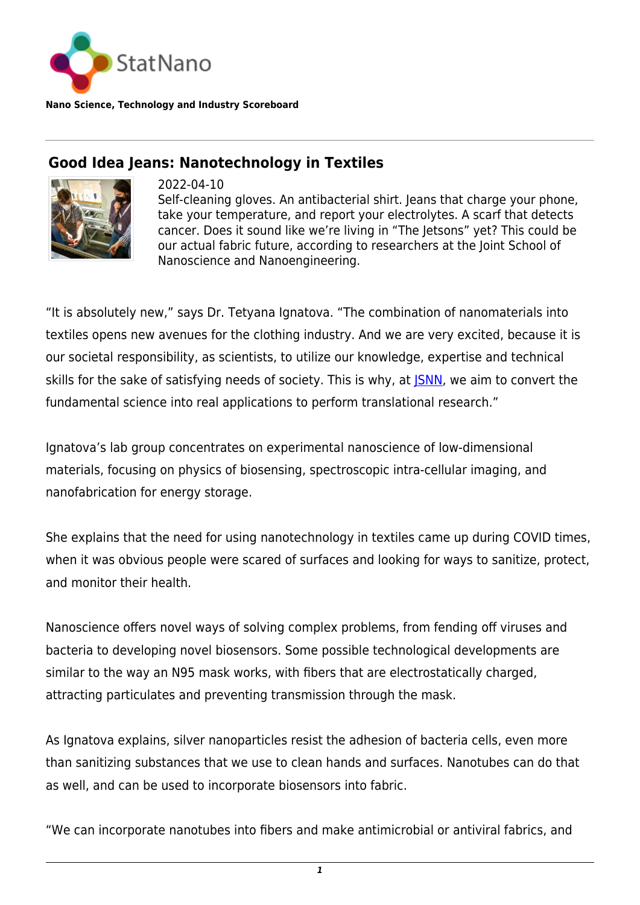StatNano

**Nano Science, Technology and Industry Scoreboard**

## Good Idea Jeans: Nanotechnology in Textiles

2022-04-10

Self-cleaning gloves. An antibacterial shirt. Jeans that charge your phone, take your temperature, and report your electrolytes. A scarf that detects cancer. Does it sound like we're living in "The Jetsons" yet? This could be our actual fabric future, according to researchers at the Joint School of Nanoscience and Nanoengineering.

"It is absolutely new," says Dr. Tetyana Ignatova. "The combination of nanomaterials into textiles opens new avenues for the clothing industry. And we are very excited, because it is our societal responsibility, as scientists, to utilize our knowledge, expertise and technical skills for the sake of satisfying needs of society. This is why, at JSNN, we aim to convert the fundamental science into real applications to perform translational research."

Ignatova's lab group concentrates on experimental nanoscience of low-dimensional materials, focusing on physics of biosensing, spectroscopic intra-cellular imaging, and nanofabrication for energy storage.

She explains that the need for using nanotechnology in textiles came up during COVID times, when it was obvious people were scared of surfaces and looking for ways to sanitize, protect, and monitor their health.

Nanoscience offers novel ways of solving complex problems, from fending off viruses and bacteria to developing novel biosensors. Some possible technological developments are similar to the way an N95 mask works, with fibers that are electrostatically charged, attracting particulates and preventing transmission through the mask.

As Ignatova explains, silver nanoparticles resist the adhesion of bacteria cells, even more than sanitizing substances that we use to clean hands and surfaces. Nanotubes can do that as well, and can be used to incorporate biosensors into fabric.

"We can incorporate nanotubes into fibers and make antimicrobial or antiviral fabrics, and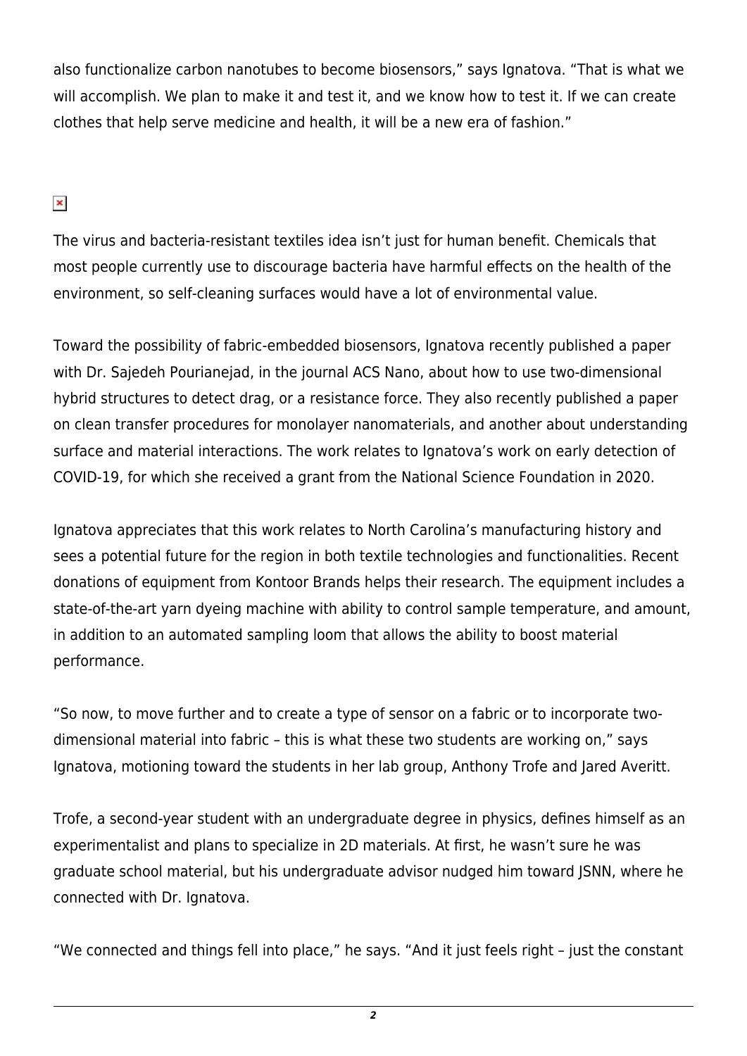also functionalize carbon nanotubes to become biosensors," says Ignatova. "That is what we will accomplish. We plan to make it and test it, and we know how to test it. If we can create clothes that help serve medicine and health, it will be a new era of fashion."

The virus and bacteria-resistant textiles idea isn't just for human benefit. Chemicals that most people currently use to discourage bacteria have harmful effects on the health of the environment, so self-cleaning surfaces would have a lot of environmental value.

Toward the possibility of fabric-embedded biosensors, Ignatova recently published a paper with Dr. Sajedeh Pourianejad, in the journal ACS Nano, about how to use two-dimensional hybrid structures to detect drag, or a resistance force. They also recently published a paper on clean transfer procedures for monolayer nanomaterials, and another about understanding surface and material interactions. The work relates to Ignatova's work on early detection of COVID-19, for which she received a grant from the National Science Foundation in 2020.

Ignatova appreciates that this work relates to North Carolina's manufacturing history and sees a potential future for the region in both textile technologies and functionalities. Recent donations of equipment from Kontoor Brands helps their research. The equipment includes a state-of-the-art yarn dyeing machine with ability to control sample temperature, and amount, in addition to an automated sampling loom that allows the ability to boost material performance.

"So now, to move further and to create a type of sensor on a fabric or to incorporate two-dimensional material into fabric – this is what these two students are working on," says Ignatova, motioning toward the students in her lab group, Anthony Trofe and Jared Averitt.

Trofe, a second-year student with an undergraduate degree in physics, defines himself as an experimentalist and plans to specialize in 2D materials. At first, he wasn't sure he was graduate school material, but his undergraduate advisor nudged him toward JSNN, where he connected with Dr. Ignatova.

"We connected and things fell into place," he says. "And it just feels right – just the constant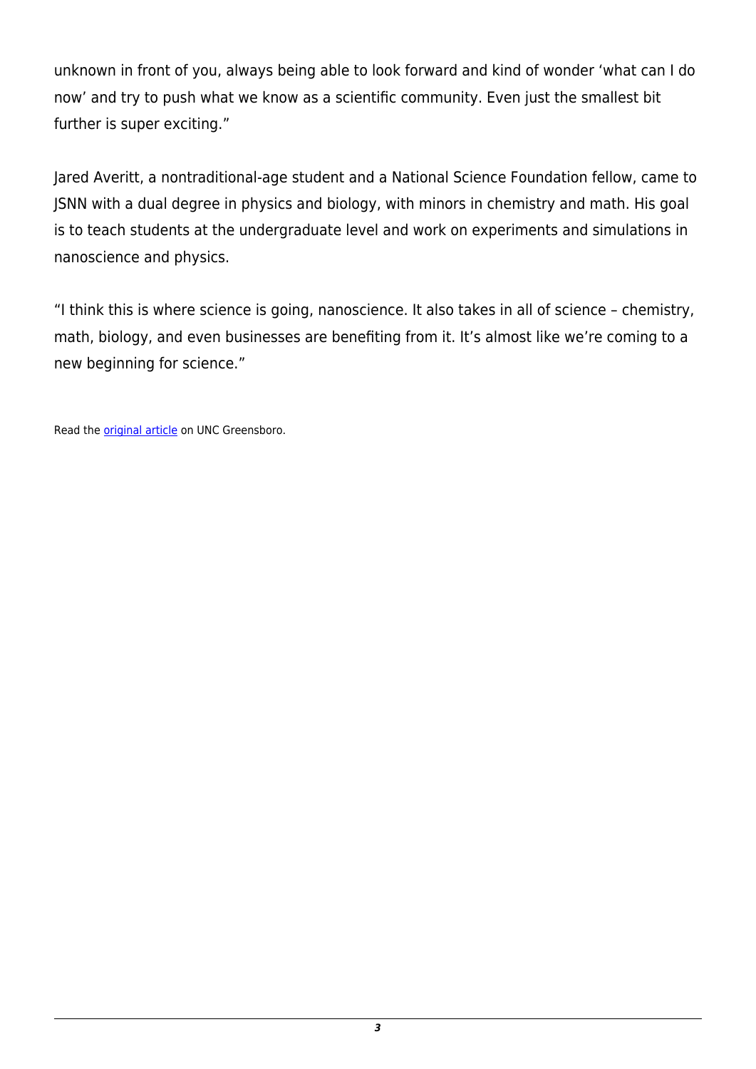unknown in front of you, always being able to look forward and kind of wonder 'what can I do now' and try to push what we know as a scientific community. Even just the smallest bit further is super exciting."

Jared Averitt, a nontraditional-age student and a National Science Foundation fellow, came to JSNN with a dual degree in physics and biology, with minors in chemistry and math. His goal is to teach students at the undergraduate level and work on experiments and simulations in nanoscience and physics.

"I think this is where science is going, nanoscience. It also takes in all of science – chemistry, math, biology, and even businesses are benefiting from it. It's almost like we're coming to a new beginning for science."

Read the original article on UNC Greensboro.